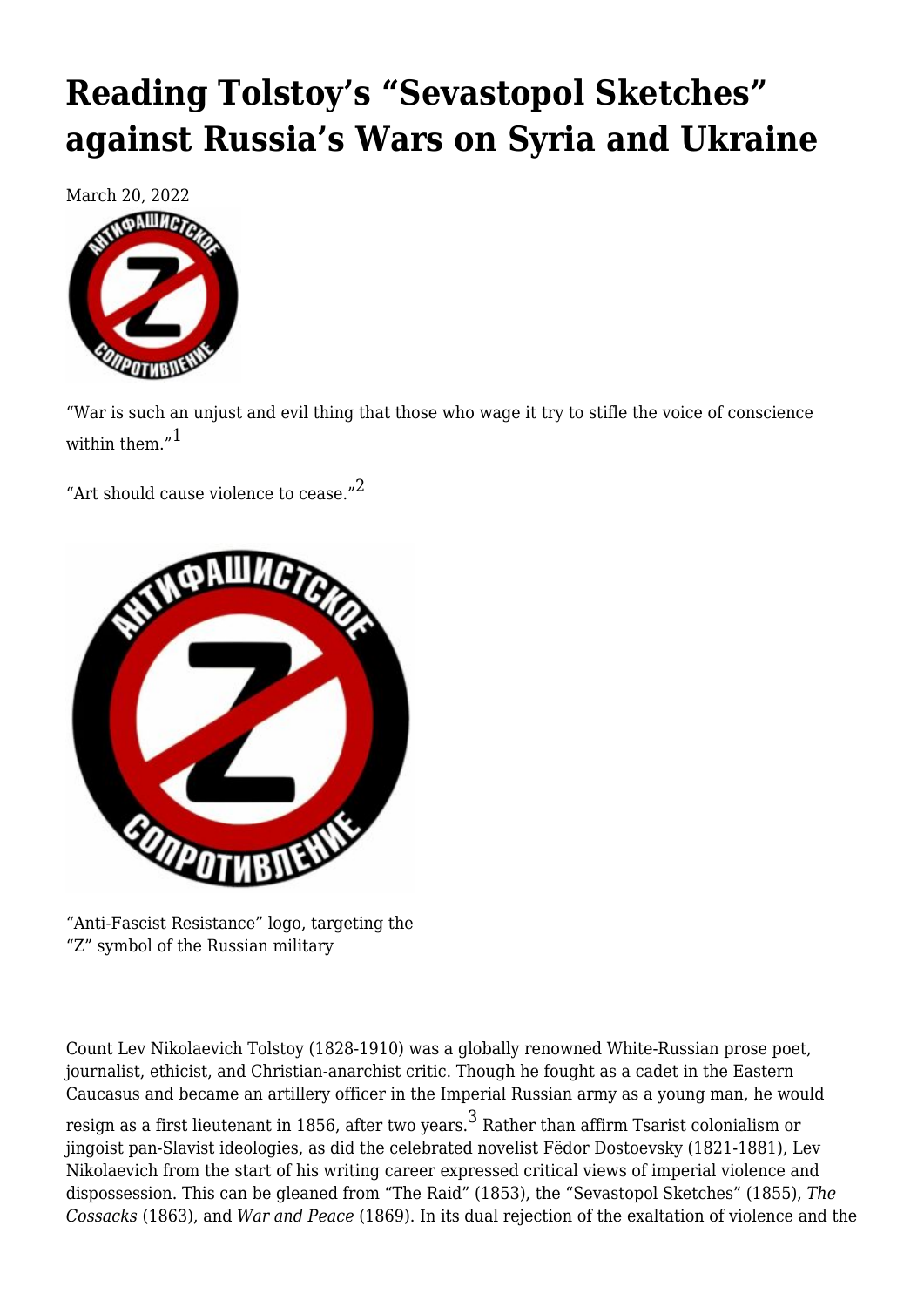# Reading Tolstoy's "Sevastopol Sketches" against Russia's Wars on Syria and Ukraine

March 20, 2022

"War is such an unjust and evil thing that those who wage it try to stifle the voice of conscience within them."[1]

"Art should cause violence to cease."[2]

"Anti-Fascist Resistance" logo, targeting the "Z" symbol of the Russian military

Count Lev Nikolaevich Tolstoy (1828-1910) was a globally renowned White-Russian prose poet, journalist, ethicist, and Christian-anarchist critic. Though he fought as a cadet in the Eastern Caucasus and became an artillery officer in the Imperial Russian army as a young man, he would resign as a first lieutenant in 1856, after two years.[3] Rather than affirm Tsarist colonialism or jingoist pan-Slavist ideologies, as did the celebrated novelist Fëdor Dostoevsky (1821-1881), Lev Nikolaevich from the start of his writing career expressed critical views of imperial violence and dispossession. This can be gleaned from "The Raid" (1853), the "Sevastopol Sketches" (1855), *The Cossacks* (1863), and *War and Peace* (1869). In its dual rejection of the exaltation of violence and the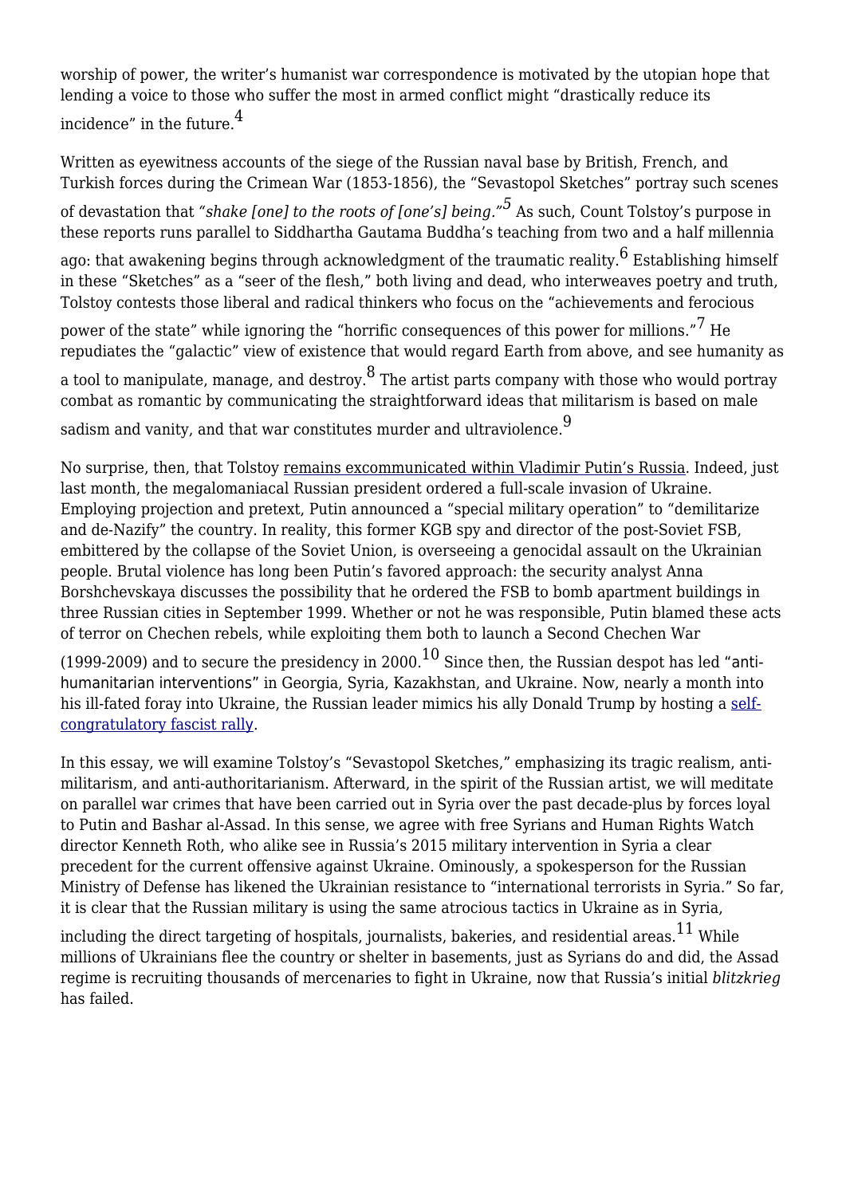worship of power, the writer's humanist war correspondence is motivated by the utopian hope that lending a voice to those who suffer the most in armed conflict might "drastically reduce its incidence" in the future.[4]

Written as eyewitness accounts of the siege of the Russian naval base by British, French, and Turkish forces during the Crimean War (1853-1856), the "Sevastopol Sketches" portray such scenes of devastation that *"shake [one] to the roots of [one's] being."*[5] As such, Count Tolstoy's purpose in these reports runs parallel to Siddhartha Gautama Buddha's teaching from two and a half millennia ago: that awakening begins through acknowledgment of the traumatic reality.[6] Establishing himself in these "Sketches" as a "seer of the flesh," both living and dead, who interweaves poetry and truth, Tolstoy contests those liberal and radical thinkers who focus on the "achievements and ferocious power of the state" while ignoring the "horrific consequences of this power for millions."[7] He repudiates the "galactic" view of existence that would regard Earth from above, and see humanity as a tool to manipulate, manage, and destroy.[8] The artist parts company with those who would portray combat as romantic by communicating the straightforward ideas that militarism is based on male sadism and vanity, and that war constitutes murder and ultraviolence.[9]

No surprise, then, that Tolstoy remains excommunicated within Vladimir Putin's Russia. Indeed, just last month, the megalomaniacal Russian president ordered a full-scale invasion of Ukraine. Employing projection and pretext, Putin announced a "special military operation" to "demilitarize and de-Nazify" the country. In reality, this former KGB spy and director of the post-Soviet FSB, embittered by the collapse of the Soviet Union, is overseeing a genocidal assault on the Ukrainian people. Brutal violence has long been Putin's favored approach: the security analyst Anna Borshchevskaya discusses the possibility that he ordered the FSB to bomb apartment buildings in three Russian cities in September 1999. Whether or not he was responsible, Putin blamed these acts of terror on Chechen rebels, while exploiting them both to launch a Second Chechen War (1999-2009) and to secure the presidency in 2000.[10] Since then, the Russian despot has led "anti-humanitarian interventions" in Georgia, Syria, Kazakhstan, and Ukraine. Now, nearly a month into his ill-fated foray into Ukraine, the Russian leader mimics his ally Donald Trump by hosting a self-congratulatory fascist rally.

In this essay, we will examine Tolstoy's "Sevastopol Sketches," emphasizing its tragic realism, anti-militarism, and anti-authoritarianism. Afterward, in the spirit of the Russian artist, we will meditate on parallel war crimes that have been carried out in Syria over the past decade-plus by forces loyal to Putin and Bashar al-Assad. In this sense, we agree with free Syrians and Human Rights Watch director Kenneth Roth, who alike see in Russia's 2015 military intervention in Syria a clear precedent for the current offensive against Ukraine. Ominously, a spokesperson for the Russian Ministry of Defense has likened the Ukrainian resistance to "international terrorists in Syria." So far, it is clear that the Russian military is using the same atrocious tactics in Ukraine as in Syria, including the direct targeting of hospitals, journalists, bakeries, and residential areas.[11] While millions of Ukrainians flee the country or shelter in basements, just as Syrians do and did, the Assad regime is recruiting thousands of mercenaries to fight in Ukraine, now that Russia's initial *blitzkrieg* has failed.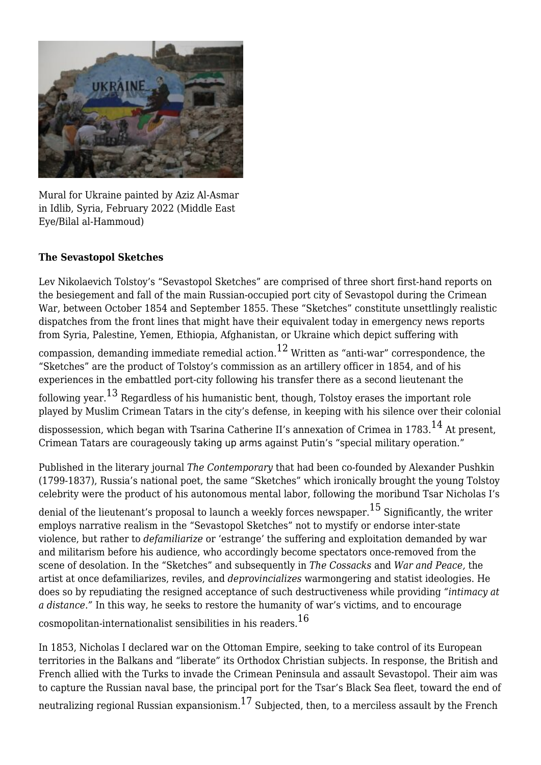Mural for Ukraine painted by Aziz Al-Asmar in Idlib, Syria, February 2022 (Middle East Eye/Bilal al-Hammoud)

**The Sevastopol Sketches**

Lev Nikolaevich Tolstoy's "Sevastopol Sketches" are comprised of three short first-hand reports on the besiegement and fall of the main Russian-occupied port city of Sevastopol during the Crimean War, between October 1854 and September 1855. These "Sketches" constitute unsettlingly realistic dispatches from the front lines that might have their equivalent today in emergency news reports from Syria, Palestine, Yemen, Ethiopia, Afghanistan, or Ukraine which depict suffering with compassion, demanding immediate remedial action.[12] Written as "anti-war" correspondence, the "Sketches" are the product of Tolstoy's commission as an artillery officer in 1854, and of his experiences in the embattled port-city following his transfer there as a second lieutenant the following year.[13] Regardless of his humanistic bent, though, Tolstoy erases the important role played by Muslim Crimean Tatars in the city's defense, in keeping with his silence over their colonial dispossession, which began with Tsarina Catherine II's annexation of Crimea in 1783.[14] At present, Crimean Tatars are courageously taking up arms against Putin's "special military operation."

Published in the literary journal *The Contemporary* that had been co-founded by Alexander Pushkin (1799-1837), Russia's national poet, the same "Sketches" which ironically brought the young Tolstoy celebrity were the product of his autonomous mental labor, following the moribund Tsar Nicholas I's denial of the lieutenant's proposal to launch a weekly forces newspaper.[15] Significantly, the writer employs narrative realism in the "Sevastopol Sketches" not to mystify or endorse inter-state violence, but rather to *defamiliarize* or 'estrange' the suffering and exploitation demanded by war and militarism before his audience, who accordingly become spectators once-removed from the scene of desolation. In the "Sketches" and subsequently in *The Cossacks* and *War and Peace,* the artist at once defamiliarizes, reviles, and *deprovincializes* warmongering and statist ideologies. He does so by repudiating the resigned acceptance of such destructiveness while providing *"intimacy at a distance."* In this way, he seeks to restore the humanity of war's victims, and to encourage cosmopolitan-internationalist sensibilities in his readers.[16]

In 1853, Nicholas I declared war on the Ottoman Empire, seeking to take control of its European territories in the Balkans and "liberate" its Orthodox Christian subjects. In response, the British and French allied with the Turks to invade the Crimean Peninsula and assault Sevastopol. Their aim was to capture the Russian naval base, the principal port for the Tsar's Black Sea fleet, toward the end of neutralizing regional Russian expansionism.[17] Subjected, then, to a merciless assault by the French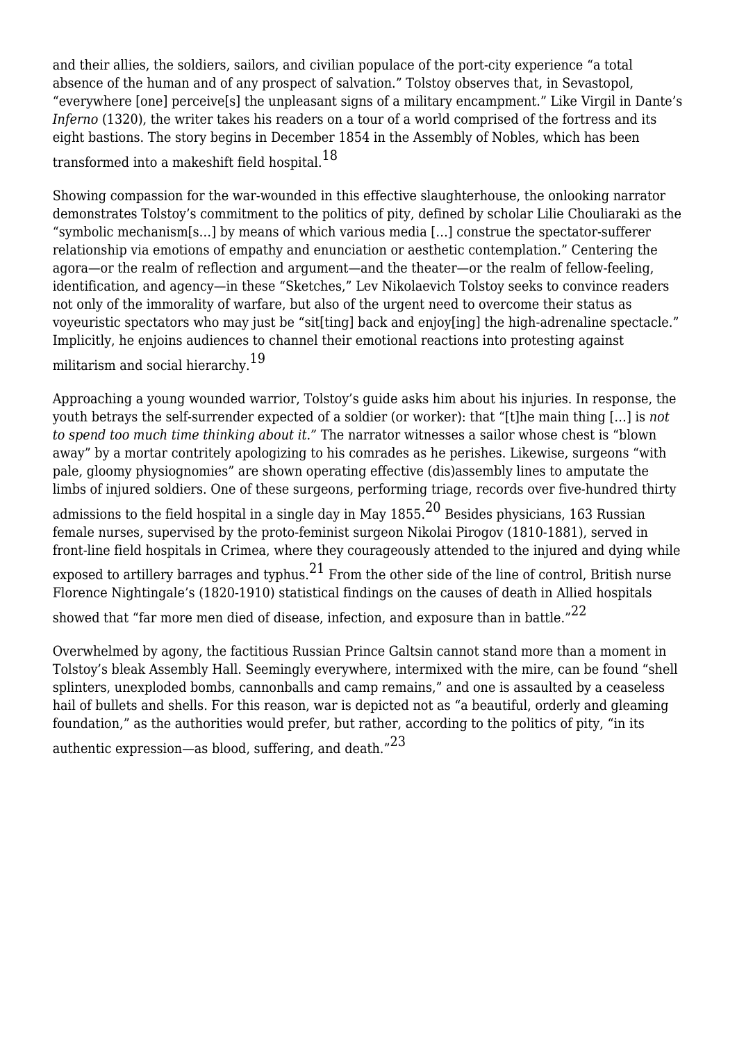and their allies, the soldiers, sailors, and civilian populace of the port-city experience "a total absence of the human and of any prospect of salvation." Tolstoy observes that, in Sevastopol, "everywhere [one] perceive[s] the unpleasant signs of a military encampment." Like Virgil in Dante's *Inferno* (1320), the writer takes his readers on a tour of a world comprised of the fortress and its eight bastions. The story begins in December 1854 in the Assembly of Nobles, which has been transformed into a makeshift field hospital.[18]

Showing compassion for the war-wounded in this effective slaughterhouse, the onlooking narrator demonstrates Tolstoy's commitment to the politics of pity, defined by scholar Lilie Chouliaraki as the "symbolic mechanism[s…] by means of which various media […] construe the spectator-sufferer relationship via emotions of empathy and enunciation or aesthetic contemplation." Centering the agora—or the realm of reflection and argument—and the theater—or the realm of fellow-feeling, identification, and agency—in these "Sketches," Lev Nikolaevich Tolstoy seeks to convince readers not only of the immorality of warfare, but also of the urgent need to overcome their status as voyeuristic spectators who may just be "sit[ting] back and enjoy[ing] the high-adrenaline spectacle." Implicitly, he enjoins audiences to channel their emotional reactions into protesting against militarism and social hierarchy.[19]

Approaching a young wounded warrior, Tolstoy's guide asks him about his injuries. In response, the youth betrays the self-surrender expected of a soldier (or worker): that "[t]he main thing […] is *not to spend too much time thinking about it.*" The narrator witnesses a sailor whose chest is "blown away" by a mortar contritely apologizing to his comrades as he perishes. Likewise, surgeons "with pale, gloomy physiognomies" are shown operating effective (dis)assembly lines to amputate the limbs of injured soldiers. One of these surgeons, performing triage, records over five-hundred thirty admissions to the field hospital in a single day in May 1855.[20] Besides physicians, 163 Russian female nurses, supervised by the proto-feminist surgeon Nikolai Pirogov (1810-1881), served in front-line field hospitals in Crimea, where they courageously attended to the injured and dying while exposed to artillery barrages and typhus.[21] From the other side of the line of control, British nurse Florence Nightingale's (1820-1910) statistical findings on the causes of death in Allied hospitals showed that "far more men died of disease, infection, and exposure than in battle."[22]

Overwhelmed by agony, the factitious Russian Prince Galtsin cannot stand more than a moment in Tolstoy's bleak Assembly Hall. Seemingly everywhere, intermixed with the mire, can be found "shell splinters, unexploded bombs, cannonballs and camp remains," and one is assaulted by a ceaseless hail of bullets and shells. For this reason, war is depicted not as "a beautiful, orderly and gleaming foundation," as the authorities would prefer, but rather, according to the politics of pity, "in its authentic expression—as blood, suffering, and death."[23]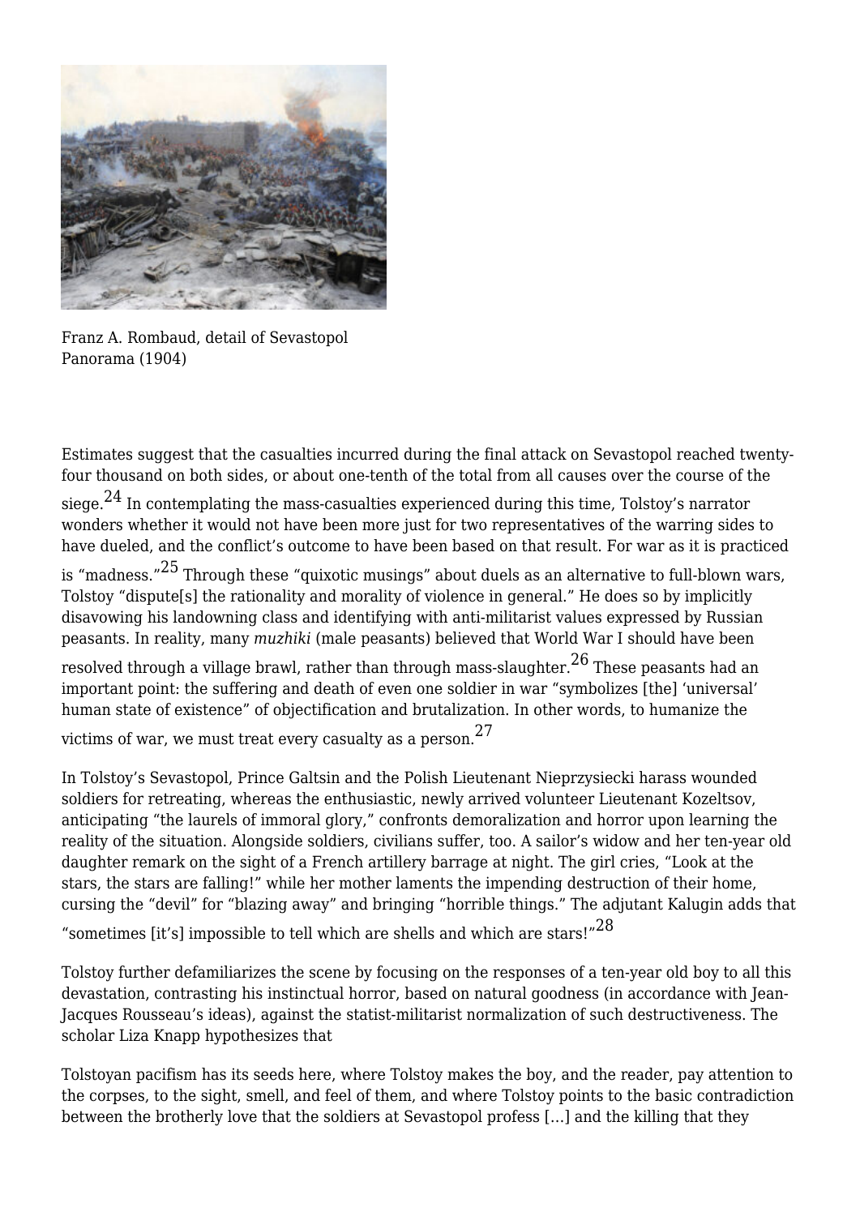Franz A. Rombaud, detail of Sevastopol Panorama (1904)

Estimates suggest that the casualties incurred during the final attack on Sevastopol reached twenty-four thousand on both sides, or about one-tenth of the total from all causes over the course of the siege.[24] In contemplating the mass-casualties experienced during this time, Tolstoy's narrator wonders whether it would not have been more just for two representatives of the warring sides to have dueled, and the conflict's outcome to have been based on that result. For war as it is practiced is "madness."[25] Through these "quixotic musings" about duels as an alternative to full-blown wars, Tolstoy "dispute[s] the rationality and morality of violence in general." He does so by implicitly disavowing his landowning class and identifying with anti-militarist values expressed by Russian peasants. In reality, many *muzhiki* (male peasants) believed that World War I should have been resolved through a village brawl, rather than through mass-slaughter.[26] These peasants had an important point: the suffering and death of even one soldier in war "symbolizes [the] 'universal' human state of existence" of objectification and brutalization. In other words, to humanize the victims of war, we must treat every casualty as a person.[27]

In Tolstoy's Sevastopol, Prince Galtsin and the Polish Lieutenant Nieprzysiecki harass wounded soldiers for retreating, whereas the enthusiastic, newly arrived volunteer Lieutenant Kozeltsov, anticipating "the laurels of immoral glory," confronts demoralization and horror upon learning the reality of the situation. Alongside soldiers, civilians suffer, too. A sailor's widow and her ten-year old daughter remark on the sight of a French artillery barrage at night. The girl cries, "Look at the stars, the stars are falling!" while her mother laments the impending destruction of their home, cursing the "devil" for "blazing away" and bringing "horrible things." The adjutant Kalugin adds that "sometimes [it's] impossible to tell which are shells and which are stars!"[28]

Tolstoy further defamiliarizes the scene by focusing on the responses of a ten-year old boy to all this devastation, contrasting his instinctual horror, based on natural goodness (in accordance with Jean-Jacques Rousseau's ideas), against the statist-militarist normalization of such destructiveness. The scholar Liza Knapp hypothesizes that

Tolstoyan pacifism has its seeds here, where Tolstoy makes the boy, and the reader, pay attention to the corpses, to the sight, smell, and feel of them, and where Tolstoy points to the basic contradiction between the brotherly love that the soldiers at Sevastopol profess […] and the killing that they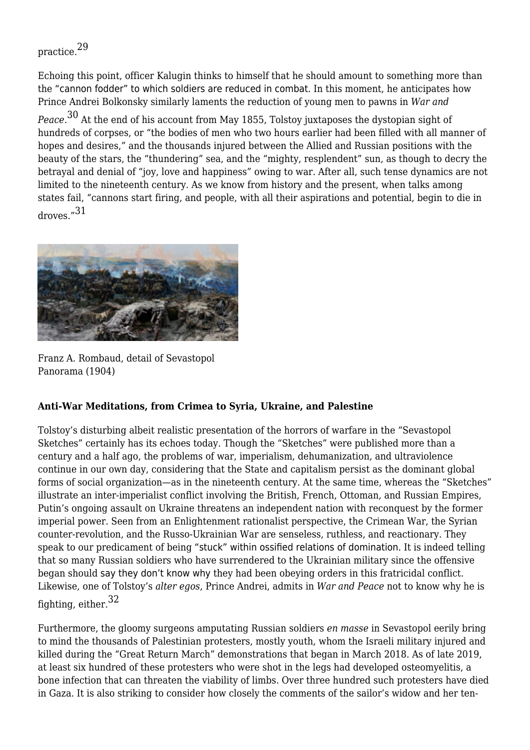practice.[29]

Echoing this point, officer Kalugin thinks to himself that he should amount to something more than the "cannon fodder" to which soldiers are reduced in combat. In this moment, he anticipates how Prince Andrei Bolkonsky similarly laments the reduction of young men to pawns in *War and Peace*.[30] At the end of his account from May 1855, Tolstoy juxtaposes the dystopian sight of hundreds of corpses, or "the bodies of men who two hours earlier had been filled with all manner of hopes and desires," and the thousands injured between the Allied and Russian positions with the beauty of the stars, the "thundering" sea, and the "mighty, resplendent" sun, as though to decry the betrayal and denial of "joy, love and happiness" owing to war. After all, such tense dynamics are not limited to the nineteenth century. As we know from history and the present, when talks among states fail, "cannons start firing, and people, with all their aspirations and potential, begin to die in droves."[31]

Franz A. Rombaud, detail of Sevastopol Panorama (1904)

**Anti-War Meditations, from Crimea to Syria, Ukraine, and Palestine**

Tolstoy's disturbing albeit realistic presentation of the horrors of warfare in the "Sevastopol Sketches" certainly has its echoes today. Though the "Sketches" were published more than a century and a half ago, the problems of war, imperialism, dehumanization, and ultraviolence continue in our own day, considering that the State and capitalism persist as the dominant global forms of social organization—as in the nineteenth century. At the same time, whereas the "Sketches" illustrate an inter-imperialist conflict involving the British, French, Ottoman, and Russian Empires, Putin's ongoing assault on Ukraine threatens an independent nation with reconquest by the former imperial power. Seen from an Enlightenment rationalist perspective, the Crimean War, the Syrian counter-revolution, and the Russo-Ukrainian War are senseless, ruthless, and reactionary. They speak to our predicament of being "stuck" within ossified relations of domination. It is indeed telling that so many Russian soldiers who have surrendered to the Ukrainian military since the offensive began should say they don't know why they had been obeying orders in this fratricidal conflict. Likewise, one of Tolstoy's *alter egos*, Prince Andrei, admits in *War and Peace* not to know why he is fighting, either.[32]

Furthermore, the gloomy surgeons amputating Russian soldiers *en masse* in Sevastopol eerily bring to mind the thousands of Palestinian protesters, mostly youth, whom the Israeli military injured and killed during the "Great Return March" demonstrations that began in March 2018. As of late 2019, at least six hundred of these protesters who were shot in the legs had developed osteomyelitis, a bone infection that can threaten the viability of limbs. Over three hundred such protesters have died in Gaza. It is also striking to consider how closely the comments of the sailor's widow and her ten-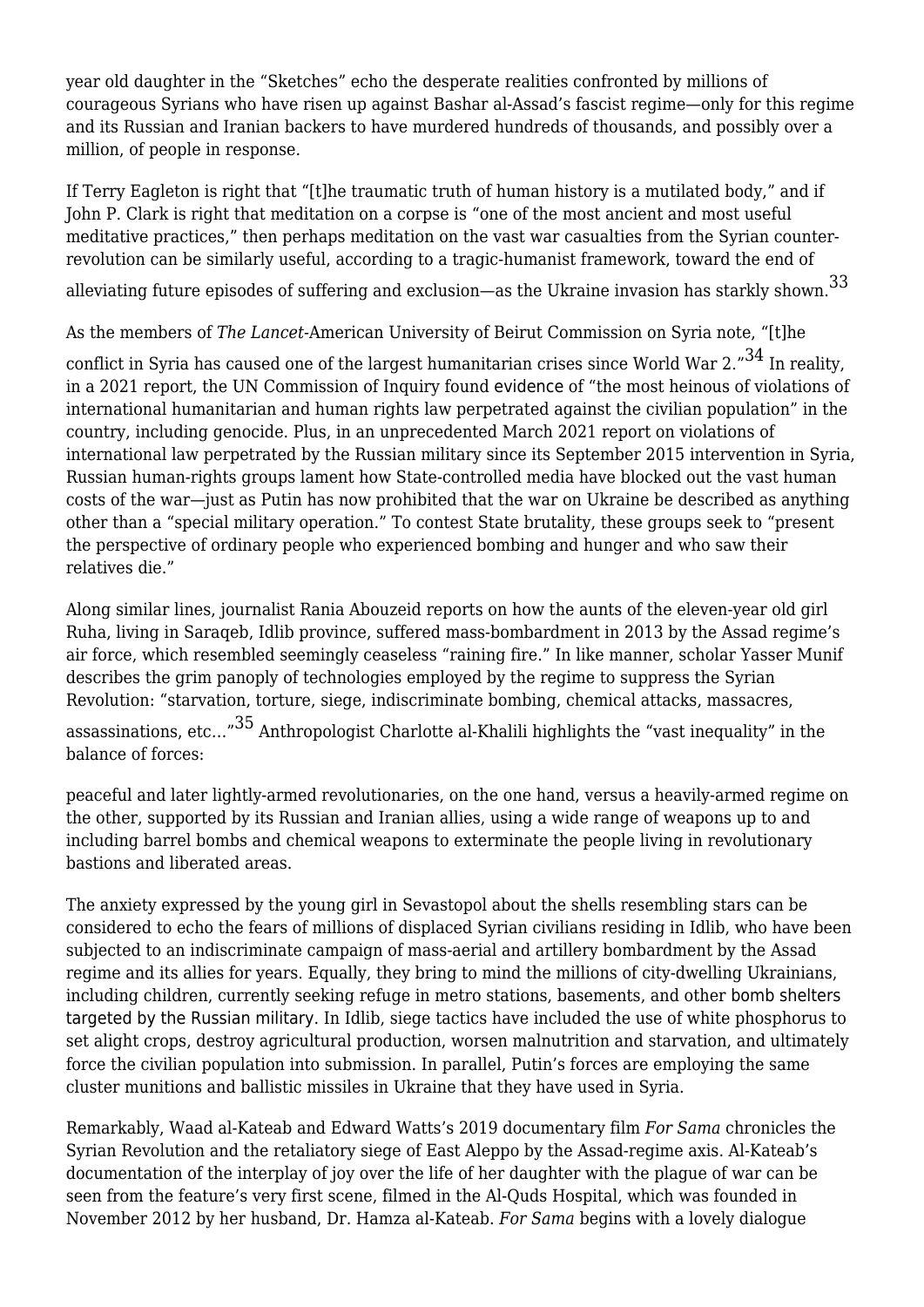year old daughter in the "Sketches" echo the desperate realities confronted by millions of courageous Syrians who have risen up against Bashar al-Assad's fascist regime—only for this regime and its Russian and Iranian backers to have murdered hundreds of thousands, and possibly over a million, of people in response.

If Terry Eagleton is right that "[t]he traumatic truth of human history is a mutilated body," and if John P. Clark is right that meditation on a corpse is "one of the most ancient and most useful meditative practices," then perhaps meditation on the vast war casualties from the Syrian counter-revolution can be similarly useful, according to a tragic-humanist framework, toward the end of alleviating future episodes of suffering and exclusion—as the Ukraine invasion has starkly shown.[33]

As the members of *The Lancet*-American University of Beirut Commission on Syria note, "[t]he conflict in Syria has caused one of the largest humanitarian crises since World War 2."[34] In reality, in a 2021 report, the UN Commission of Inquiry found evidence of "the most heinous of violations of international humanitarian and human rights law perpetrated against the civilian population" in the country, including genocide. Plus, in an unprecedented March 2021 report on violations of international law perpetrated by the Russian military since its September 2015 intervention in Syria, Russian human-rights groups lament how State-controlled media have blocked out the vast human costs of the war—just as Putin has now prohibited that the war on Ukraine be described as anything other than a "special military operation." To contest State brutality, these groups seek to "present the perspective of ordinary people who experienced bombing and hunger and who saw their relatives die."

Along similar lines, journalist Rania Abouzeid reports on how the aunts of the eleven-year old girl Ruha, living in Saraqeb, Idlib province, suffered mass-bombardment in 2013 by the Assad regime's air force, which resembled seemingly ceaseless "raining fire." In like manner, scholar Yasser Munif describes the grim panoply of technologies employed by the regime to suppress the Syrian Revolution: "starvation, torture, siege, indiscriminate bombing, chemical attacks, massacres, assassinations, etc…"[35] Anthropologist Charlotte al-Khalili highlights the "vast inequality" in the balance of forces:

> peaceful and later lightly-armed revolutionaries, on the one hand, versus a heavily-armed regime on the other, supported by its Russian and Iranian allies, using a wide range of weapons up to and including barrel bombs and chemical weapons to exterminate the people living in revolutionary bastions and liberated areas.

The anxiety expressed by the young girl in Sevastopol about the shells resembling stars can be considered to echo the fears of millions of displaced Syrian civilians residing in Idlib, who have been subjected to an indiscriminate campaign of mass-aerial and artillery bombardment by the Assad regime and its allies for years. Equally, they bring to mind the millions of city-dwelling Ukrainians, including children, currently seeking refuge in metro stations, basements, and other bomb shelters targeted by the Russian military. In Idlib, siege tactics have included the use of white phosphorus to set alight crops, destroy agricultural production, worsen malnutrition and starvation, and ultimately force the civilian population into submission. In parallel, Putin's forces are employing the same cluster munitions and ballistic missiles in Ukraine that they have used in Syria.

Remarkably, Waad al-Kateab and Edward Watts's 2019 documentary film *For Sama* chronicles the Syrian Revolution and the retaliatory siege of East Aleppo by the Assad-regime axis. Al-Kateab's documentation of the interplay of joy over the life of her daughter with the plague of war can be seen from the feature's very first scene, filmed in the Al-Quds Hospital, which was founded in November 2012 by her husband, Dr. Hamza al-Kateab. *For Sama* begins with a lovely dialogue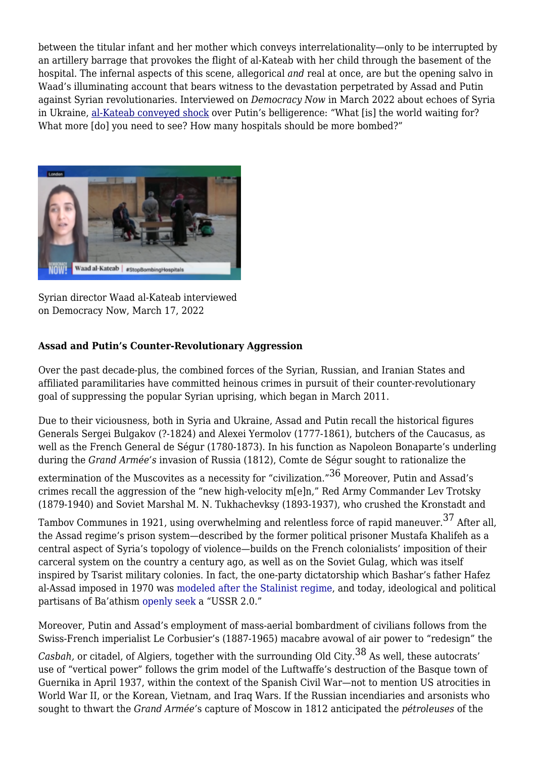between the titular infant and her mother which conveys interrelationality—only to be interrupted by an artillery barrage that provokes the flight of al-Kateab with her child through the basement of the hospital. The infernal aspects of this scene, allegorical *and* real at once, are but the opening salvo in Waad's illuminating account that bears witness to the devastation perpetrated by Assad and Putin against Syrian revolutionaries. Interviewed on *Democracy Now* in March 2022 about echoes of Syria in Ukraine, al-Kateab conveyed shock over Putin's belligerence: "What [is] the world waiting for? What more [do] you need to see? How many hospitals should be more bombed?"

Syrian director Waad al-Kateab interviewed on Democracy Now, March 17, 2022

**Assad and Putin's Counter-Revolutionary Aggression**

Over the past decade-plus, the combined forces of the Syrian, Russian, and Iranian States and affiliated paramilitaries have committed heinous crimes in pursuit of their counter-revolutionary goal of suppressing the popular Syrian uprising, which began in March 2011.

Due to their viciousness, both in Syria and Ukraine, Assad and Putin recall the historical figures Generals Sergei Bulgakov (?-1824) and Alexei Yermolov (1777-1861), butchers of the Caucasus, as well as the French General de Ségur (1780-1873). In his function as Napoleon Bonaparte's underling during the *Grand Armée's* invasion of Russia (1812), Comte de Ségur sought to rationalize the extermination of the Muscovites as a necessity for "civilization."[36] Moreover, Putin and Assad's crimes recall the aggression of the "new high-velocity m[e]n," Red Army Commander Lev Trotsky (1879-1940) and Soviet Marshal M. N. Tukhachevksy (1893-1937), who crushed the Kronstadt and Tambov Communes in 1921, using overwhelming and relentless force of rapid maneuver.[37] After all, the Assad regime's prison system—described by the former political prisoner Mustafa Khalifeh as a central aspect of Syria's topology of violence—builds on the French colonialists' imposition of their carceral system on the country a century ago, as well as on the Soviet Gulag, which was itself inspired by Tsarist military colonies. In fact, the one-party dictatorship which Bashar's father Hafez al-Assad imposed in 1970 was modeled after the Stalinist regime, and today, ideological and political partisans of Ba'athism openly seek a "USSR 2.0."

Moreover, Putin and Assad's employment of mass-aerial bombardment of civilians follows from the Swiss-French imperialist Le Corbusier's (1887-1965) macabre avowal of air power to "redesign" the *Casbah,* or citadel, of Algiers, together with the surrounding Old City.[38] As well, these autocrats' use of "vertical power" follows the grim model of the Luftwaffe's destruction of the Basque town of Guernika in April 1937, within the context of the Spanish Civil War—not to mention US atrocities in World War II, or the Korean, Vietnam, and Iraq Wars. If the Russian incendiaries and arsonists who sought to thwart the *Grand Armée*'s capture of Moscow in 1812 anticipated the *pétroleuses* of the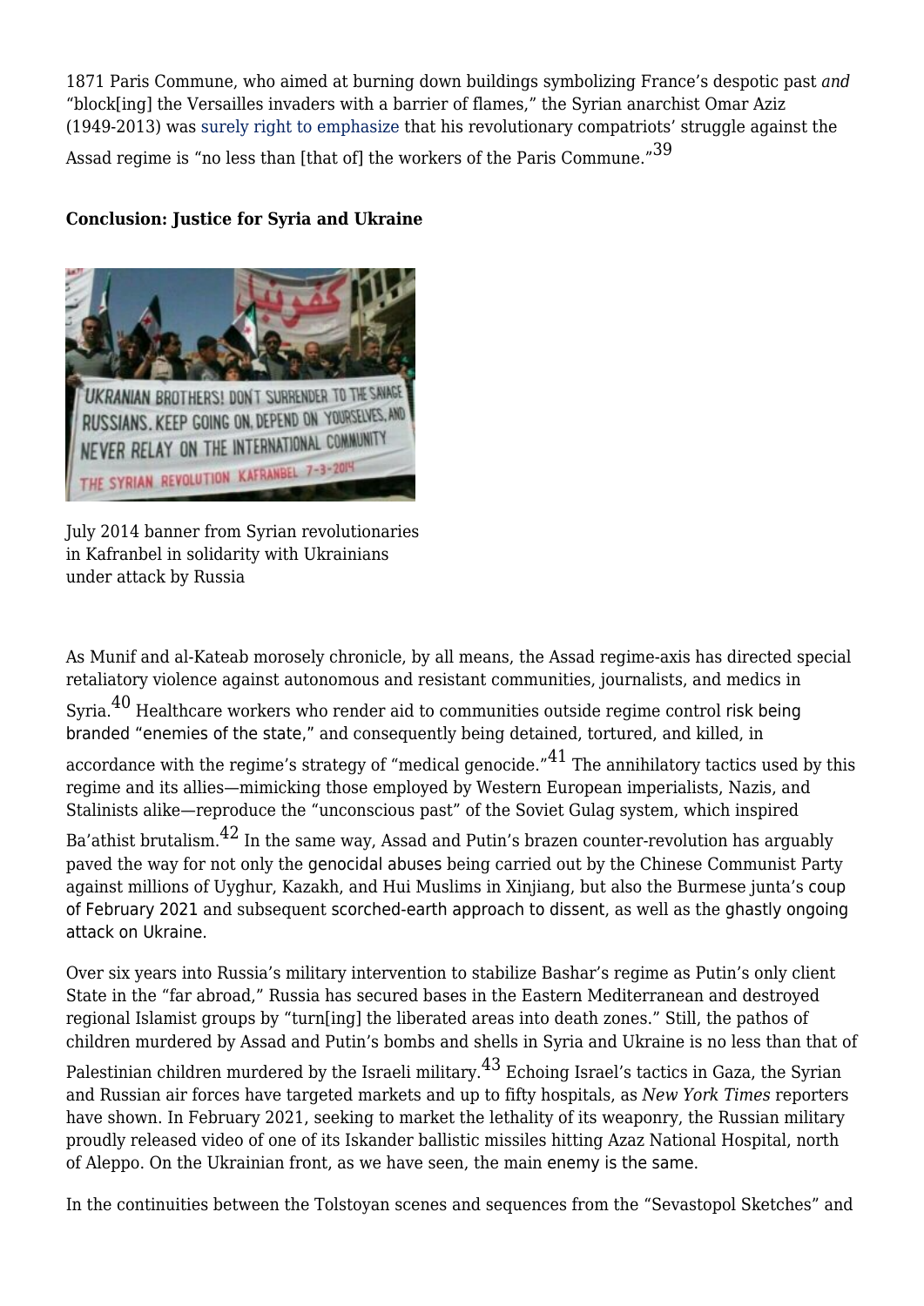1871 Paris Commune, who aimed at burning down buildings symbolizing France's despotic past *and* "block[ing] the Versailles invaders with a barrier of flames," the Syrian anarchist Omar Aziz (1949-2013) was surely right to emphasize that his revolutionary compatriots' struggle against the Assad regime is "no less than [that of] the workers of the Paris Commune."[39]

**Conclusion: Justice for Syria and Ukraine**

July 2014 banner from Syrian revolutionaries in Kafranbel in solidarity with Ukrainians under attack by Russia

As Munif and al-Kateab morosely chronicle, by all means, the Assad regime-axis has directed special retaliatory violence against autonomous and resistant communities, journalists, and medics in Syria.[40] Healthcare workers who render aid to communities outside regime control risk being branded "enemies of the state," and consequently being detained, tortured, and killed, in accordance with the regime's strategy of "medical genocide."[41] The annihilatory tactics used by this regime and its allies—mimicking those employed by Western European imperialists, Nazis, and Stalinists alike—reproduce the "unconscious past" of the Soviet Gulag system, which inspired Ba'athist brutalism.[42] In the same way, Assad and Putin's brazen counter-revolution has arguably paved the way for not only the genocidal abuses being carried out by the Chinese Communist Party against millions of Uyghur, Kazakh, and Hui Muslims in Xinjiang, but also the Burmese junta's coup of February 2021 and subsequent scorched-earth approach to dissent, as well as the ghastly ongoing attack on Ukraine.

Over six years into Russia's military intervention to stabilize Bashar's regime as Putin's only client State in the "far abroad," Russia has secured bases in the Eastern Mediterranean and destroyed regional Islamist groups by "turn[ing] the liberated areas into death zones." Still, the pathos of children murdered by Assad and Putin's bombs and shells in Syria and Ukraine is no less than that of Palestinian children murdered by the Israeli military.[43] Echoing Israel's tactics in Gaza, the Syrian and Russian air forces have targeted markets and up to fifty hospitals, as *New York Times* reporters have shown. In February 2021, seeking to market the lethality of its weaponry, the Russian military proudly released video of one of its Iskander ballistic missiles hitting Azaz National Hospital, north of Aleppo. On the Ukrainian front, as we have seen, the main enemy is the same.

In the continuities between the Tolstoyan scenes and sequences from the "Sevastopol Sketches" and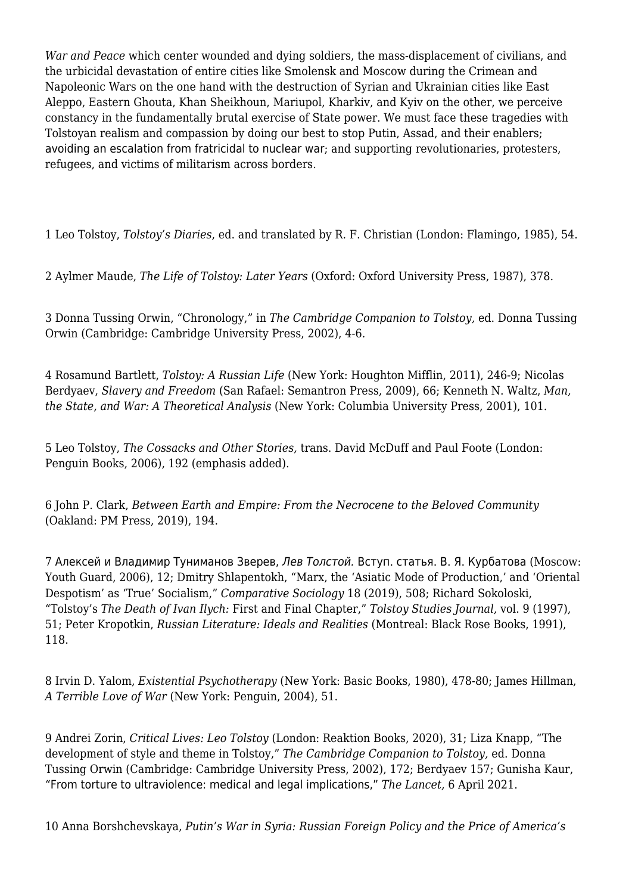*War and Peace* which center wounded and dying soldiers, the mass-displacement of civilians, and the urbicidal devastation of entire cities like Smolensk and Moscow during the Crimean and Napoleonic Wars on the one hand with the destruction of Syrian and Ukrainian cities like East Aleppo, Eastern Ghouta, Khan Sheikhoun, Mariupol, Kharkiv, and Kyiv on the other, we perceive constancy in the fundamentally brutal exercise of State power. We must face these tragedies with Tolstoyan realism and compassion by doing our best to stop Putin, Assad, and their enablers; avoiding an escalation from fratricidal to nuclear war; and supporting revolutionaries, protesters, refugees, and victims of militarism across borders.

1 Leo Tolstoy, *Tolstoy's Diaries*, ed. and translated by R. F. Christian (London: Flamingo, 1985), 54.

2 Aylmer Maude, *The Life of Tolstoy: Later Years* (Oxford: Oxford University Press, 1987), 378.

3 Donna Tussing Orwin, "Chronology," in *The Cambridge Companion to Tolstoy,* ed. Donna Tussing Orwin (Cambridge: Cambridge University Press, 2002), 4-6.

4 Rosamund Bartlett, *Tolstoy: A Russian Life* (New York: Houghton Mifflin, 2011), 246-9; Nicolas Berdyaev, *Slavery and Freedom* (San Rafael: Semantron Press, 2009), 66; Kenneth N. Waltz, *Man, the State, and War: A Theoretical Analysis* (New York: Columbia University Press, 2001), 101.

5 Leo Tolstoy, *The Cossacks and Other Stories,* trans. David McDuff and Paul Foote (London: Penguin Books, 2006), 192 (emphasis added).

6 John P. Clark, *Between Earth and Empire: From the Necrocene to the Beloved Community* (Oakland: PM Press, 2019), 194.

7 Алексей и Владимир Туниманов Зверев, *Лев Толстой.* Вступ. статья. В. Я. Курбатова (Moscow: Youth Guard, 2006), 12; Dmitry Shlapentokh, "Marx, the 'Asiatic Mode of Production,' and 'Oriental Despotism' as 'True' Socialism," *Comparative Sociology* 18 (2019), 508; Richard Sokoloski, "Tolstoy's *The Death of Ivan Ilych:* First and Final Chapter," *Tolstoy Studies Journal,* vol. 9 (1997), 51; Peter Kropotkin, *Russian Literature: Ideals and Realities* (Montreal: Black Rose Books, 1991), 118.

8 Irvin D. Yalom, *Existential Psychotherapy* (New York: Basic Books, 1980), 478-80; James Hillman, *A Terrible Love of War* (New York: Penguin, 2004), 51.

9 Andrei Zorin, *Critical Lives: Leo Tolstoy* (London: Reaktion Books, 2020), 31; Liza Knapp, "The development of style and theme in Tolstoy," *The Cambridge Companion to Tolstoy,* ed. Donna Tussing Orwin (Cambridge: Cambridge University Press, 2002), 172; Berdyaev 157; Gunisha Kaur, "From torture to ultraviolence: medical and legal implications," *The Lancet,* 6 April 2021.

10 Anna Borshchevskaya, *Putin's War in Syria: Russian Foreign Policy and the Price of America's*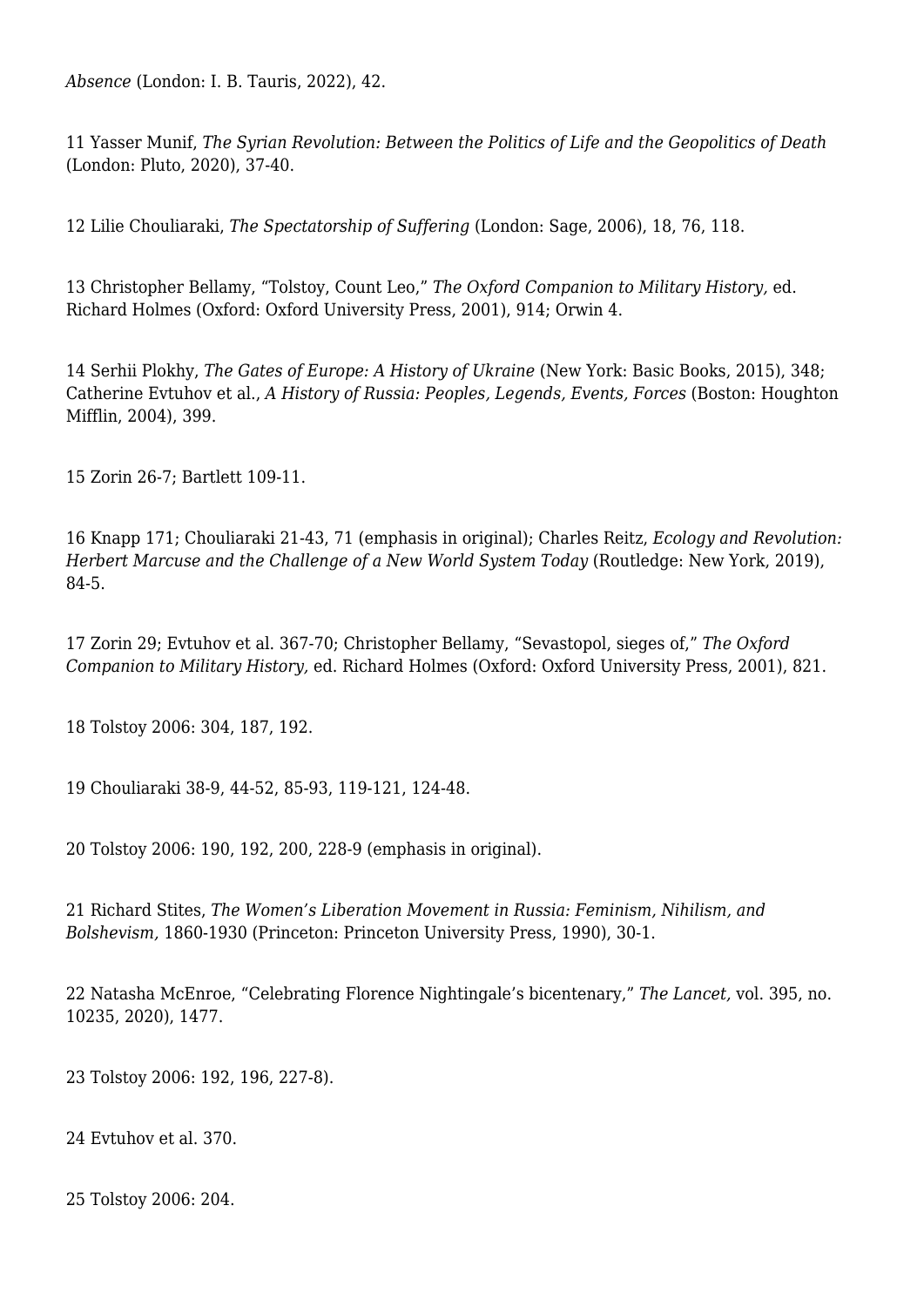*Absence* (London: I. B. Tauris, 2022), 42.

11 Yasser Munif, *The Syrian Revolution: Between the Politics of Life and the Geopolitics of Death* (London: Pluto, 2020), 37-40.

12 Lilie Chouliaraki, *The Spectatorship of Suffering* (London: Sage, 2006), 18, 76, 118.

13 Christopher Bellamy, "Tolstoy, Count Leo," *The Oxford Companion to Military History,* ed. Richard Holmes (Oxford: Oxford University Press, 2001), 914; Orwin 4.

14 Serhii Plokhy, *The Gates of Europe: A History of Ukraine* (New York: Basic Books, 2015), 348; Catherine Evtuhov et al., *A History of Russia: Peoples, Legends, Events, Forces* (Boston: Houghton Mifflin, 2004), 399.

15 Zorin 26-7; Bartlett 109-11.

16 Knapp 171; Chouliaraki 21-43, 71 (emphasis in original); Charles Reitz, *Ecology and Revolution: Herbert Marcuse and the Challenge of a New World System Today* (Routledge: New York, 2019), 84-5.

17 Zorin 29; Evtuhov et al. 367-70; Christopher Bellamy, "Sevastopol, sieges of," *The Oxford Companion to Military History,* ed. Richard Holmes (Oxford: Oxford University Press, 2001), 821.

18 Tolstoy 2006: 304, 187, 192.

19 Chouliaraki 38-9, 44-52, 85-93, 119-121, 124-48.

20 Tolstoy 2006: 190, 192, 200, 228-9 (emphasis in original).

21 Richard Stites, *The Women's Liberation Movement in Russia: Feminism, Nihilism, and Bolshevism,* 1860-1930 (Princeton: Princeton University Press, 1990), 30-1.

22 Natasha McEnroe, "Celebrating Florence Nightingale's bicentenary," *The Lancet,* vol. 395, no. 10235, 2020), 1477.

23 Tolstoy 2006: 192, 196, 227-8).

24 Evtuhov et al. 370.

25 Tolstoy 2006: 204.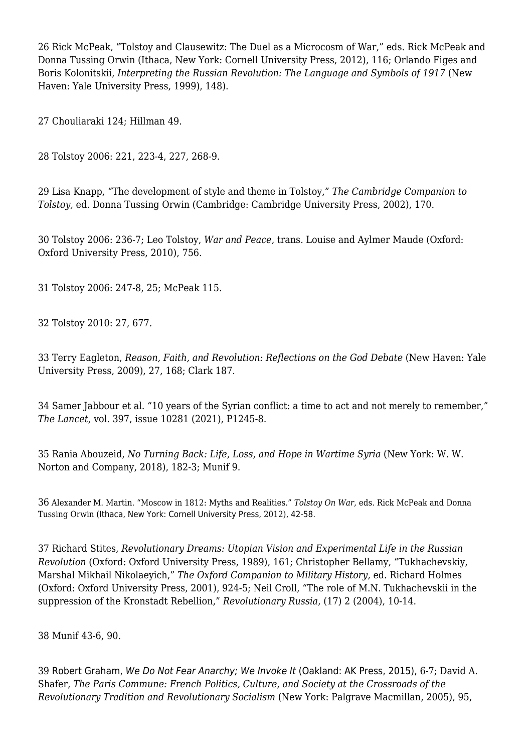26 Rick McPeak, “Tolstoy and Clausewitz: The Duel as a Microcosm of War,” eds. Rick McPeak and Donna Tussing Orwin (Ithaca, New York: Cornell University Press, 2012), 116; Orlando Figes and Boris Kolonitskii, *Interpreting the Russian Revolution: The Language and Symbols of 1917* (New Haven: Yale University Press, 1999), 148).

27 Chouliaraki 124; Hillman 49.

28 Tolstoy 2006: 221, 223-4, 227, 268-9.

29 Lisa Knapp, “The development of style and theme in Tolstoy,” *The Cambridge Companion to Tolstoy,* ed. Donna Tussing Orwin (Cambridge: Cambridge University Press, 2002), 170.

30 Tolstoy 2006: 236-7; Leo Tolstoy, *War and Peace,* trans. Louise and Aylmer Maude (Oxford: Oxford University Press, 2010), 756.

31 Tolstoy 2006: 247-8, 25; McPeak 115.

32 Tolstoy 2010: 27, 677.

33 Terry Eagleton, *Reason, Faith, and Revolution: Reflections on the God Debate* (New Haven: Yale University Press, 2009), 27, 168; Clark 187.

34 Samer Jabbour et al. “10 years of the Syrian conflict: a time to act and not merely to remember,” *The Lancet,* vol. 397, issue 10281 (2021), P1245-8.

35 Rania Abouzeid, *No Turning Back: Life, Loss, and Hope in Wartime Syria* (New York: W. W. Norton and Company, 2018), 182-3; Munif 9.

36 Alexander M. Martin. “Moscow in 1812: Myths and Realities.” *Tolstoy On War,* eds. Rick McPeak and Donna Tussing Orwin (Ithaca, New York: Cornell University Press, 2012), 42-58.

37 Richard Stites, *Revolutionary Dreams: Utopian Vision and Experimental Life in the Russian Revolution* (Oxford: Oxford University Press, 1989), 161; Christopher Bellamy, “Tukhachevskiy, Marshal Mikhail Nikolaeyich,” *The Oxford Companion to Military History,* ed. Richard Holmes (Oxford: Oxford University Press, 2001), 924-5; Neil Croll, “The role of M.N. Tukhachevskii in the suppression of the Kronstadt Rebellion,” *Revolutionary Russia,* (17) 2 (2004), 10-14.

38 Munif 43-6, 90.

39 Robert Graham, *We Do Not Fear Anarchy; We Invoke It* (Oakland: AK Press, 2015), 6-7; David A. Shafer, *The Paris Commune: French Politics, Culture, and Society at the Crossroads of the Revolutionary Tradition and Revolutionary Socialism* (New York: Palgrave Macmillan, 2005), 95,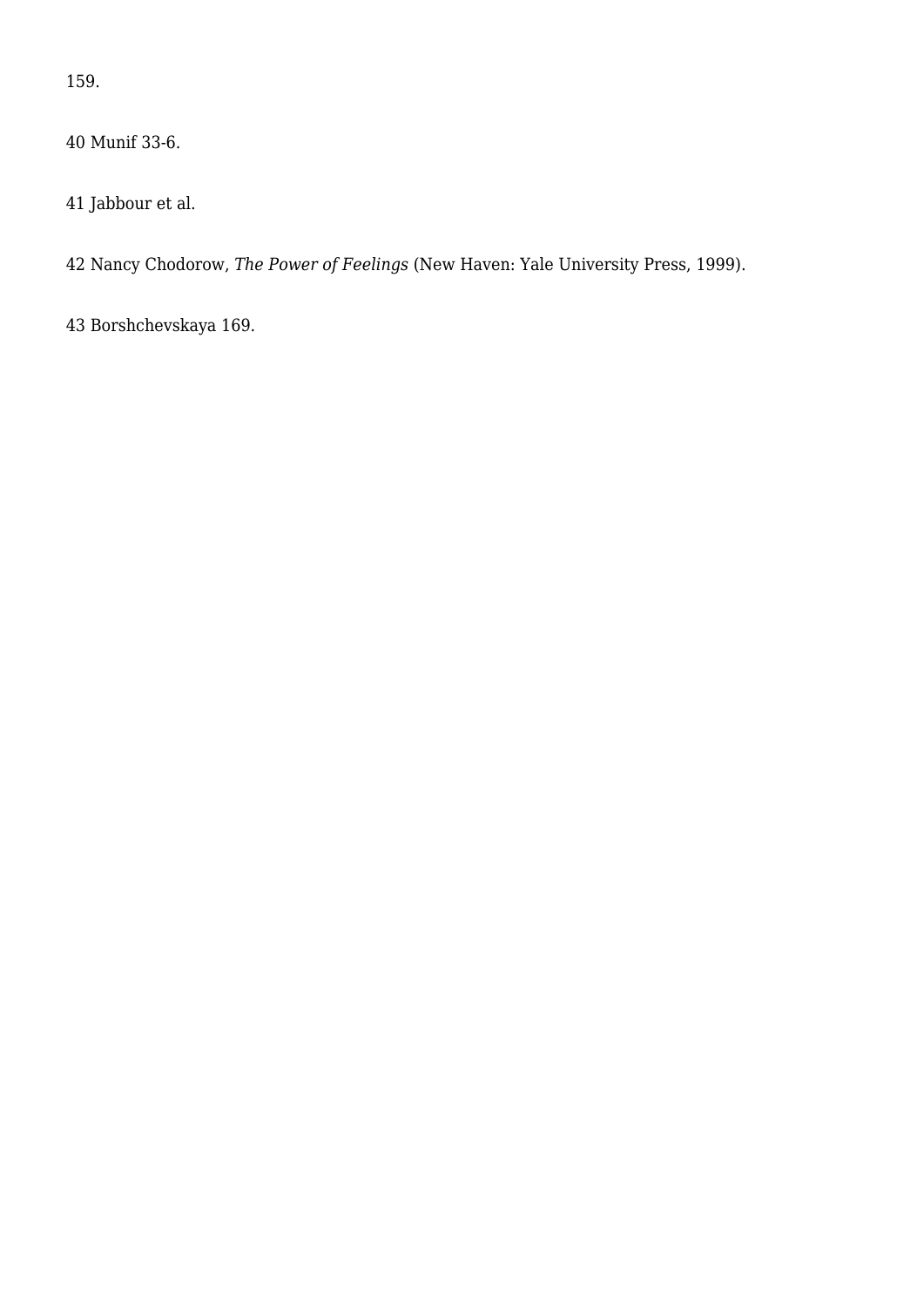159.

40 Munif 33-6.

41 Jabbour et al.

42 Nancy Chodorow, *The Power of Feelings* (New Haven: Yale University Press, 1999).

43 Borshchevskaya 169.